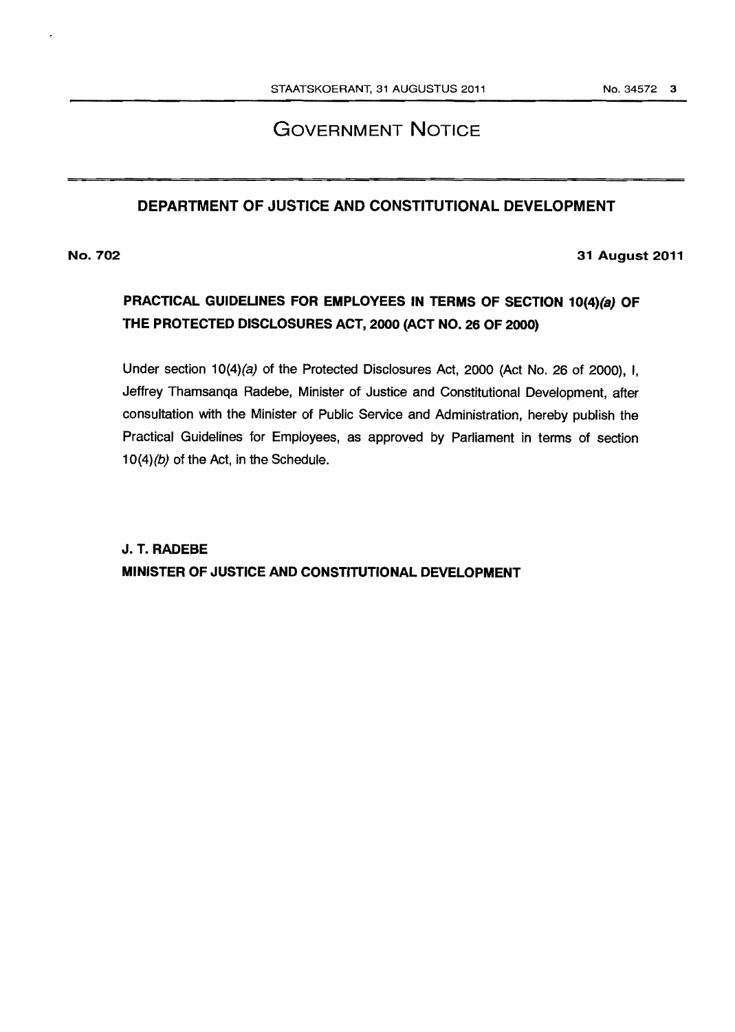# GOVERNMENT NOTICE

## DEPARTMENT OF JUSTICE AND CONSTITUTIONAL DEVELOPMENT

**No. 702** **31 August 2011**

### PRACTICAL GUIDELINES FOR EMPLOYEES IN TERMS OF SECTION 10(4)*(a)* OF THE PROTECTED DISCLOSURES ACT, 2000 (ACT NO. 26 OF 2000)

Under section 10(4)*(a)* of the Protected Disclosures Act, 2000 (Act No. 26 of 2000), I, Jeffrey Thamsanqa Radebe, Minister of Justice and Constitutional Development, after consultation with the Minister of Public Service and Administration, hereby publish the Practical Guidelines for Employees, as approved by Parliament in terms of section 10(4)*(b)* of the Act, in the Schedule.

**J. T. RADEBE**
**MINISTER OF JUSTICE AND CONSTITUTIONAL DEVELOPMENT**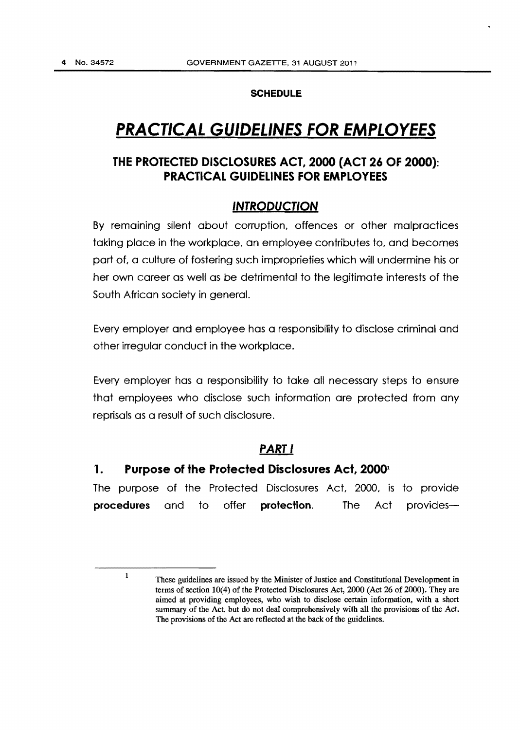**SCHEDULE**

# *PRACTICAL GUIDELINES FOR EMPLOYEES*

## THE PROTECTED DISCLOSURES ACT, 2000 (ACT 26 OF 2000): PRACTICAL GUIDELINES FOR EMPLOYEES

### *INTRODUCTION*

By remaining silent about corruption, offences or other malpractices taking place in the workplace, an employee contributes to, and becomes part of, a culture of fostering such improprieties which will undermine his or her own career as well as be detrimental to the legitimate interests of the South African society in general.

Every employer and employee has a responsibility to disclose criminal and other irregular conduct in the workplace.

Every employer has a responsibility to take all necessary steps to ensure that employees who disclose such information are protected from any reprisals as a result of such disclosure.

### *PART I*

### 1. Purpose of the Protected Disclosures Act, 2000[1]

The purpose of the Protected Disclosures Act, 2000, is to provide **procedures** and to offer **protection**. The Act provides—

---

[1] These guidelines are issued by the Minister of Justice and Constitutional Development in terms of section 10(4) of the Protected Disclosures Act, 2000 (Act 26 of 2000). They are aimed at providing employees, who wish to disclose certain information, with a short summary of the Act, but do not deal comprehensively with all the provisions of the Act. The provisions of the Act are reflected at the back of the guidelines.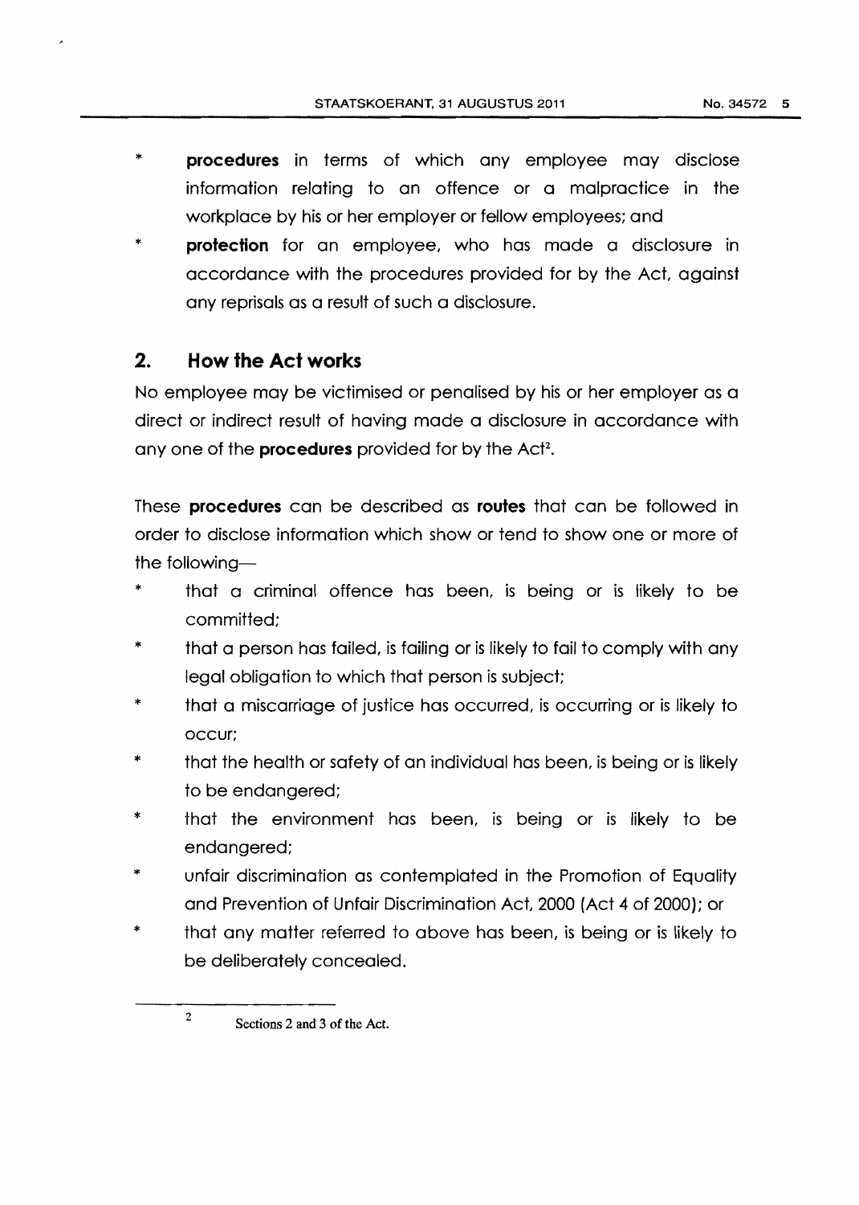* **procedures** in terms of which any employee may disclose information relating to an offence or a malpractice in the workplace by his or her employer or fellow employees; and
* **protection** for an employee, who has made a disclosure in accordance with the procedures provided for by the Act, against any reprisals as a result of such a disclosure.

## 2. How the Act works

No employee may be victimised or penalised by his or her employer as a direct or indirect result of having made a disclosure in accordance with any one of the **procedures** provided for by the Act[2].

These **procedures** can be described as **routes** that can be followed in order to disclose information which show or tend to show one or more of the following—

* that a criminal offence has been, is being or is likely to be committed;
* that a person has failed, is failing or is likely to fail to comply with any legal obligation to which that person is subject;
* that a miscarriage of justice has occurred, is occurring or is likely to occur;
* that the health or safety of an individual has been, is being or is likely to be endangered;
* that the environment has been, is being or is likely to be endangered;
* unfair discrimination as contemplated in the Promotion of Equality and Prevention of Unfair Discrimination Act, 2000 (Act 4 of 2000); or
* that any matter referred to above has been, is being or is likely to be deliberately concealed.

---

[2] Sections 2 and 3 of the Act.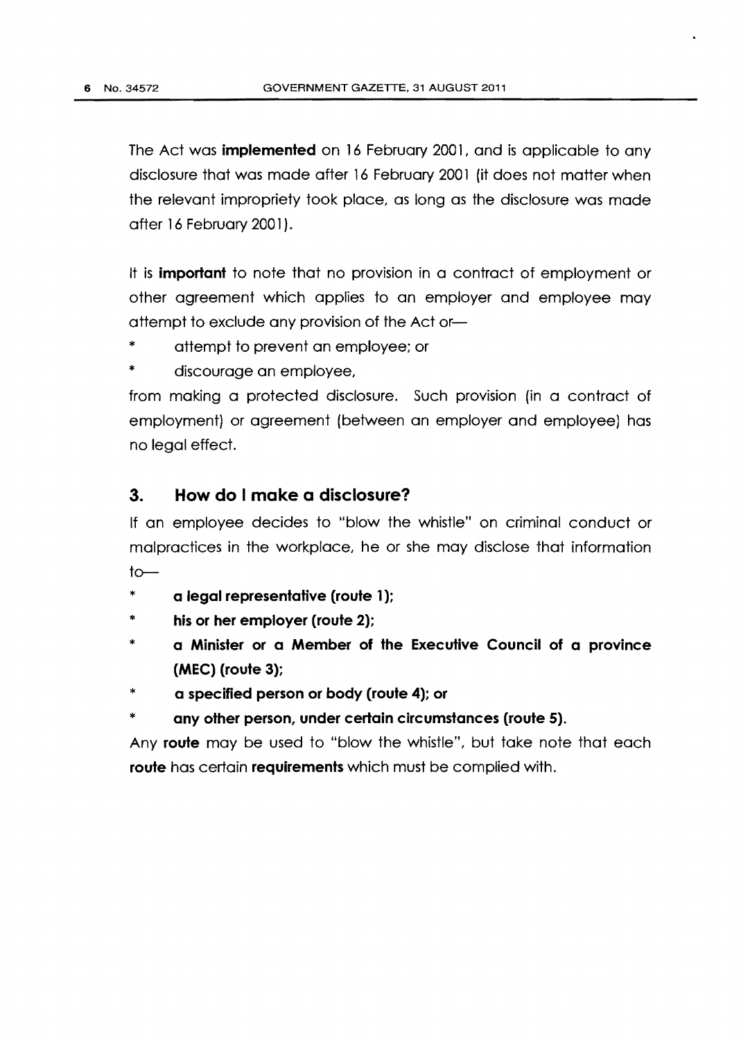The Act was **implemented** on 16 February 2001, and is applicable to any disclosure that was made after 16 February 2001 (it does not matter when the relevant impropriety took place, as long as the disclosure was made after 16 February 2001).

It is **important** to note that no provision in a contract of employment or other agreement which applies to an employer and employee may attempt to exclude any provision of the Act or—

* attempt to prevent an employee; or
* discourage an employee,

from making a protected disclosure. Such provision (in a contract of employment) or agreement (between an employer and employee) has no legal effect.

## 3. How do I make a disclosure?

If an employee decides to "blow the whistle" on criminal conduct or malpractices in the workplace, he or she may disclose that information to—

* **a legal representative (route 1);**
* **his or her employer (route 2);**
* **a Minister or a Member of the Executive Council of a province (MEC) (route 3);**
* **a specified person or body (route 4); or**
* **any other person, under certain circumstances (route 5).**

Any **route** may be used to "blow the whistle", but take note that each **route** has certain **requirements** which must be complied with.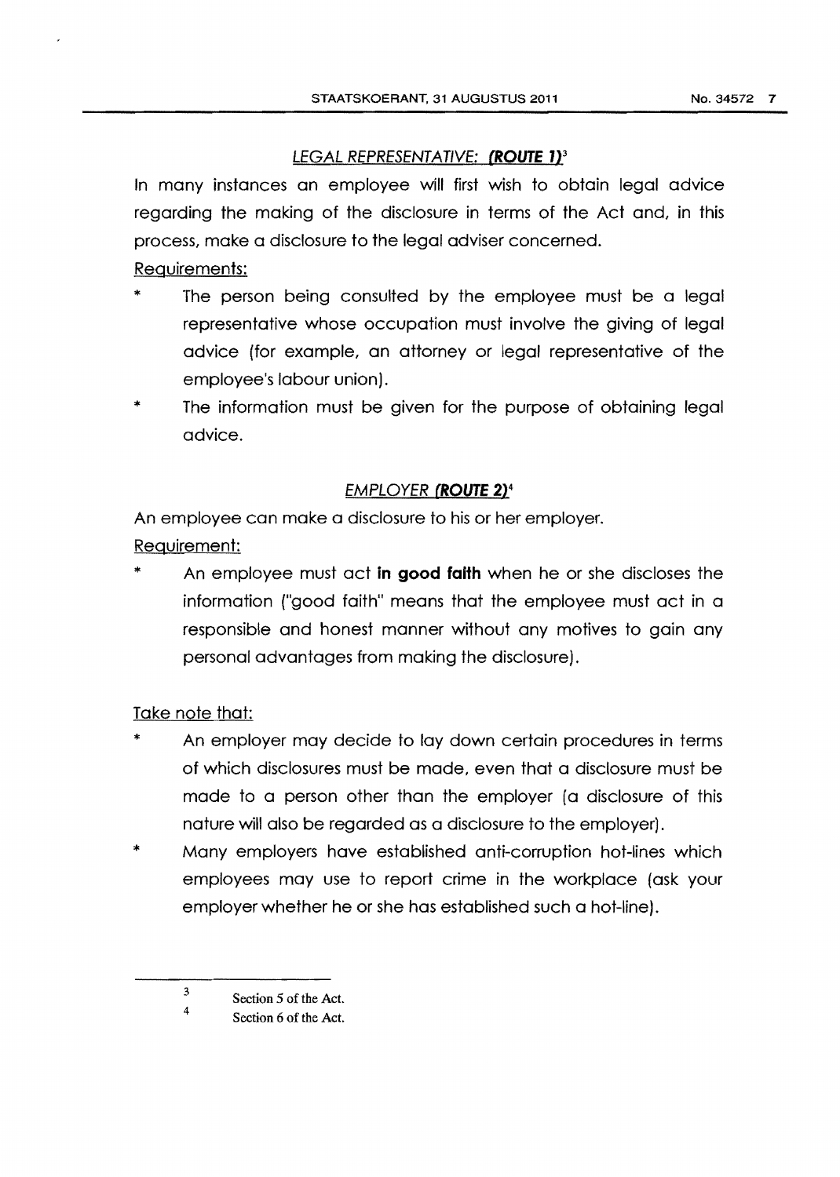## *LEGAL REPRESENTATIVE:* ***(ROUTE 1)***[3]

In many instances an employee will first wish to obtain legal advice regarding the making of the disclosure in terms of the Act and, in this process, make a disclosure to the legal adviser concerned.

Requirements:

* The person being consulted by the employee must be a legal representative whose occupation must involve the giving of legal advice (for example, an attorney or legal representative of the employee's labour union).
* The information must be given for the purpose of obtaining legal advice.

## *EMPLOYER* ***(ROUTE 2)***[4]

An employee can make a disclosure to his or her employer.

Requirement:

* An employee must act **in good faith** when he or she discloses the information ("good faith" means that the employee must act in a responsible and honest manner without any motives to gain any personal advantages from making the disclosure).

Take note that:

* An employer may decide to lay down certain procedures in terms of which disclosures must be made, even that a disclosure must be made to a person other than the employer (a disclosure of this nature will also be regarded as a disclosure to the employer).
* Many employers have established anti-corruption hot-lines which employees may use to report crime in the workplace (ask your employer whether he or she has established such a hot-line).

---

[3] Section 5 of the Act.

[4] Section 6 of the Act.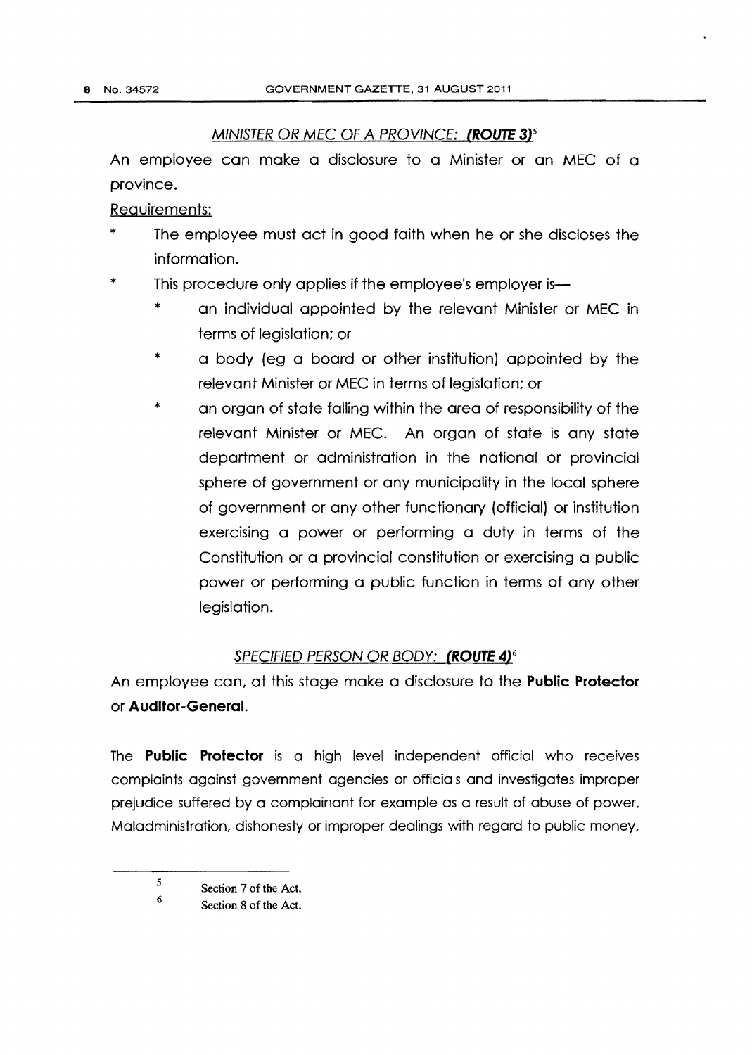### *MINISTER OR MEC OF A PROVINCE:* ***(ROUTE 3)***[5]

An employee can make a disclosure to a Minister or an MEC of a province.

Requirements:

- The employee must act in good faith when he or she discloses the information.
- This procedure only applies if the employee's employer is—
  - an individual appointed by the relevant Minister or MEC in terms of legislation; or
  - a body (eg a board or other institution) appointed by the relevant Minister or MEC in terms of legislation; or
  - an organ of state falling within the area of responsibility of the relevant Minister or MEC. An organ of state is any state department or administration in the national or provincial sphere of government or any municipality in the local sphere of government or any other functionary (official) or institution exercising a power or performing a duty in terms of the Constitution or a provincial constitution or exercising a public power or performing a public function in terms of any other legislation.

### *SPECIFIED PERSON OR BODY:* ***(ROUTE 4)***[6]

An employee can, at this stage make a disclosure to the **Public Protector** or **Auditor-General**.

The **Public Protector** is a high level independent official who receives complaints against government agencies or officials and investigates improper prejudice suffered by a complainant for example as a result of abuse of power. Maladministration, dishonesty or improper dealings with regard to public money,

---

[5] Section 7 of the Act.

[6] Section 8 of the Act.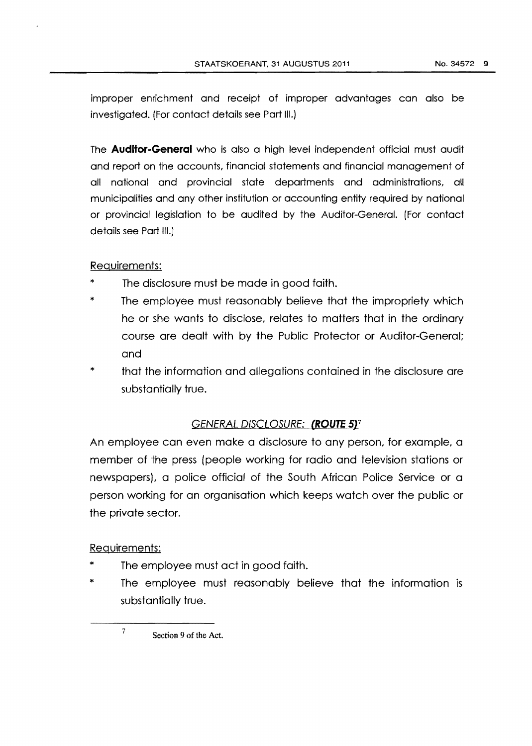improper enrichment and receipt of improper advantages can also be investigated. (For contact details see Part III.)

The **Auditor-General** who is also a high level independent official must audit and report on the accounts, financial statements and financial management of all national and provincial state departments and administrations, all municipalities and any other institution or accounting entity required by national or provincial legislation to be audited by the Auditor-General. (For contact details see Part III.)

Requirements:

* The disclosure must be made in good faith.
* The employee must reasonably believe that the impropriety which he or she wants to disclose, relates to matters that in the ordinary course are dealt with by the Public Protector or Auditor-General; and
* that the information and allegations contained in the disclosure are substantially true.

### *GENERAL DISCLOSURE:* ***(ROUTE 5)***[7]

An employee can even make a disclosure to any person, for example, a member of the press (people working for radio and television stations or newspapers), a police official of the South African Police Service or a person working for an organisation which keeps watch over the public or the private sector.

Requirements:

* The employee must act in good faith.
* The employee must reasonably believe that the information is substantially true.

---

[7] Section 9 of the Act.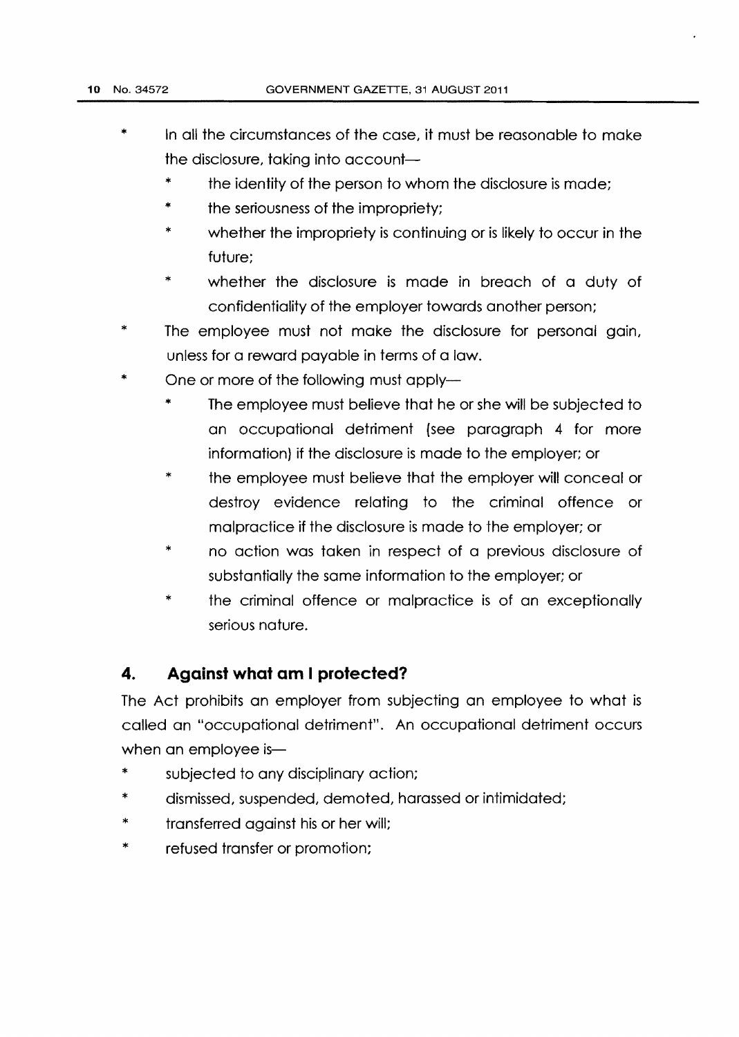- In all the circumstances of the case, it must be reasonable to make the disclosure, taking into account—
  - the identity of the person to whom the disclosure is made;
  - the seriousness of the impropriety;
  - whether the impropriety is continuing or is likely to occur in the future;
  - whether the disclosure is made in breach of a duty of confidentiality of the employer towards another person;
- The employee must not make the disclosure for personal gain, unless for a reward payable in terms of a law.
- One or more of the following must apply—
  - The employee must believe that he or she will be subjected to an occupational detriment (see paragraph 4 for more information) if the disclosure is made to the employer; or
  - the employee must believe that the employer will conceal or destroy evidence relating to the criminal offence or malpractice if the disclosure is made to the employer; or
  - no action was taken in respect of a previous disclosure of substantially the same information to the employer; or
  - the criminal offence or malpractice is of an exceptionally serious nature.

## 4. Against what am I protected?

The Act prohibits an employer from subjecting an employee to what is called an "occupational detriment". An occupational detriment occurs when an employee is—

- subjected to any disciplinary action;
- dismissed, suspended, demoted, harassed or intimidated;
- transferred against his or her will;
- refused transfer or promotion;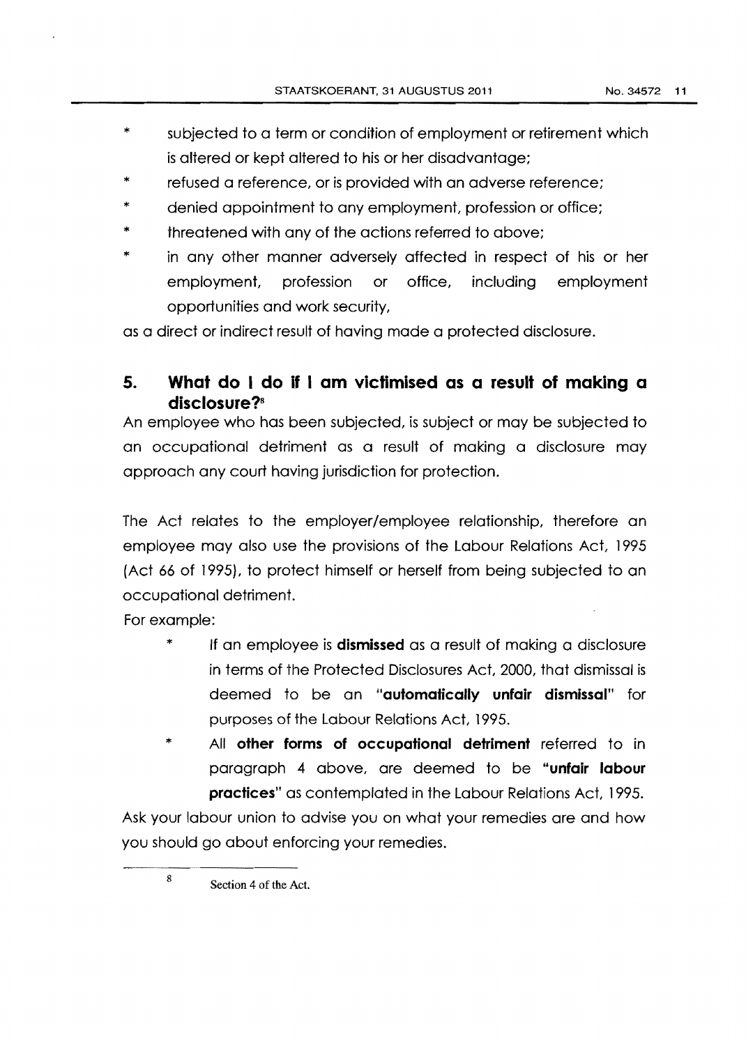* subjected to a term or condition of employment or retirement which is altered or kept altered to his or her disadvantage;
* refused a reference, or is provided with an adverse reference;
* denied appointment to any employment, profession or office;
* threatened with any of the actions referred to above;
* in any other manner adversely affected in respect of his or her employment, profession or office, including employment opportunities and work security,

as a direct or indirect result of having made a protected disclosure.

## 5. What do I do if I am victimised as a result of making a disclosure?[8]

An employee who has been subjected, is subject or may be subjected to an occupational detriment as a result of making a disclosure may approach any court having jurisdiction for protection.

The Act relates to the employer/employee relationship, therefore an employee may also use the provisions of the Labour Relations Act, 1995 (Act 66 of 1995), to protect himself or herself from being subjected to an occupational detriment.

For example:

* If an employee is **dismissed** as a result of making a disclosure in terms of the Protected Disclosures Act, 2000, that dismissal is deemed to be an "**automatically unfair dismissal**" for purposes of the Labour Relations Act, 1995.
* All **other forms of occupational detriment** referred to in paragraph 4 above, are deemed to be "**unfair labour practices**" as contemplated in the Labour Relations Act, 1995.

Ask your labour union to advise you on what your remedies are and how you should go about enforcing your remedies.

---

[8] Section 4 of the Act.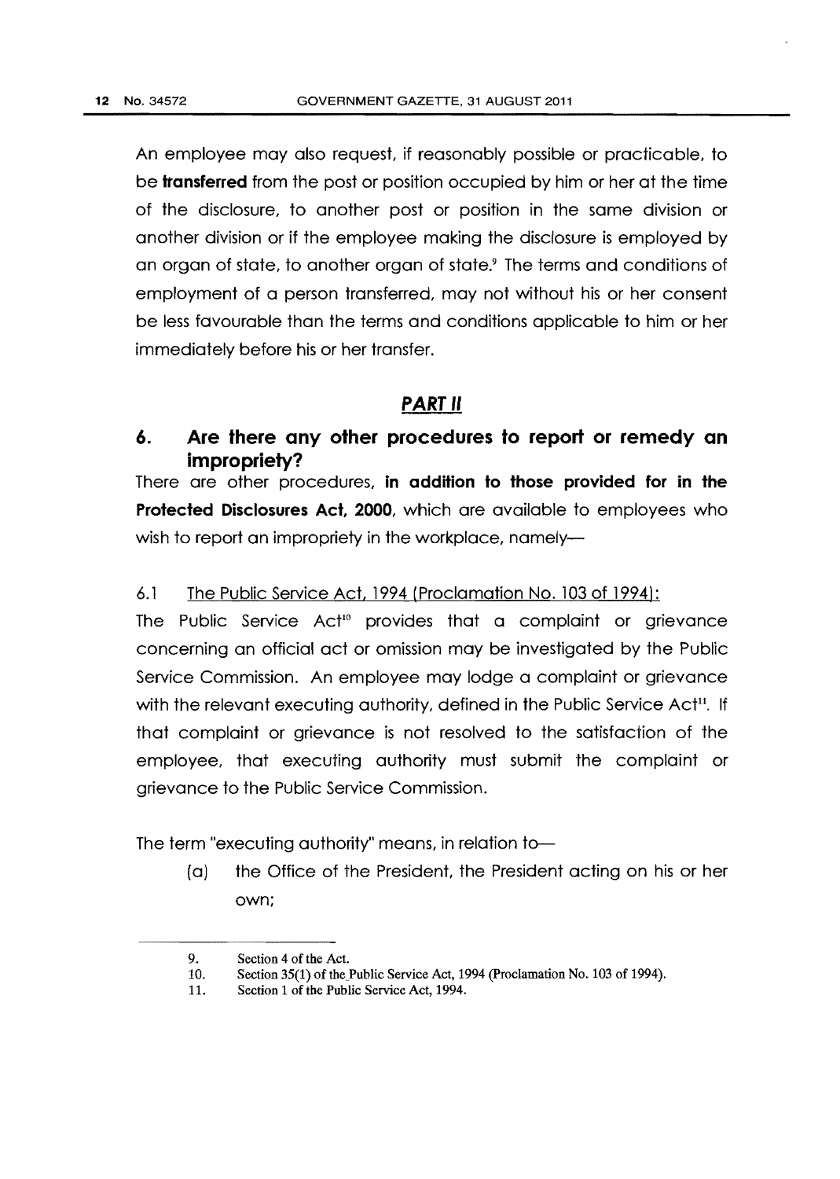An employee may also request, if reasonably possible or practicable, to be **transferred** from the post or position occupied by him or her at the time of the disclosure, to another post or position in the same division or another division or if the employee making the disclosure is employed by an organ of state, to another organ of state.[9] The terms and conditions of employment of a person transferred, may not without his or her consent be less favourable than the terms and conditions applicable to him or her immediately before his or her transfer.

## ***PART II***

### 6. Are there any other procedures to report or remedy an impropriety?

There are other procedures, **in addition to those provided for in the Protected Disclosures Act, 2000**, which are available to employees who wish to report an impropriety in the workplace, namely—

6.1 The Public Service Act, 1994 (Proclamation No. 103 of 1994):

The Public Service Act[10] provides that a complaint or grievance concerning an official act or omission may be investigated by the Public Service Commission. An employee may lodge a complaint or grievance with the relevant executing authority, defined in the Public Service Act[11]. If that complaint or grievance is not resolved to the satisfaction of the employee, that executing authority must submit the complaint or grievance to the Public Service Commission.

The term "executing authority" means, in relation to—

(a) the Office of the President, the President acting on his or her own;

---

9. Section 4 of the Act.
10. Section 35(1) of the Public Service Act, 1994 (Proclamation No. 103 of 1994).
11. Section 1 of the Public Service Act, 1994.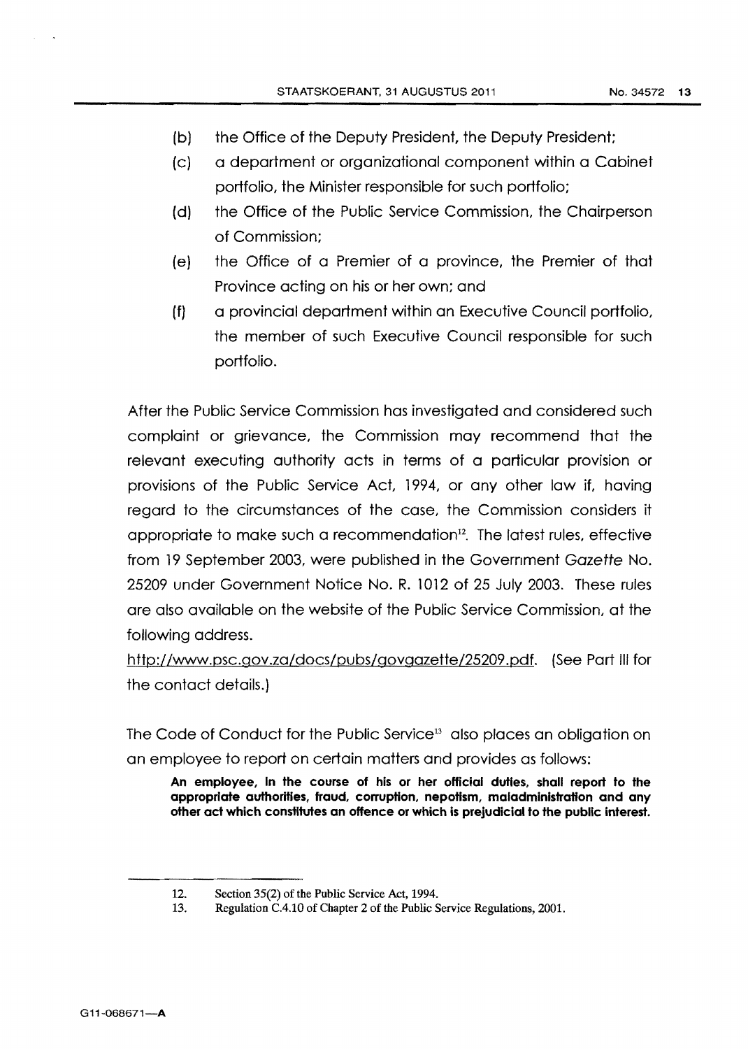(b) the Office of the Deputy President, the Deputy President;

(c) a department or organizational component within a Cabinet portfolio, the Minister responsible for such portfolio;

(d) the Office of the Public Service Commission, the Chairperson of Commission;

(e) the Office of a Premier of a province, the Premier of that Province acting on his or her own; and

(f) a provincial department within an Executive Council portfolio, the member of such Executive Council responsible for such portfolio.

After the Public Service Commission has investigated and considered such complaint or grievance, the Commission may recommend that the relevant executing authority acts in terms of a particular provision or provisions of the Public Service Act, 1994, or any other law if, having regard to the circumstances of the case, the Commission considers it appropriate to make such a recommendation[12]. The latest rules, effective from 19 September 2003, were published in the Government *Gazette* No. 25209 under Government Notice No. R. 1012 of 25 July 2003. These rules are also available on the website of the Public Service Commission, at the following address. http://www.psc.gov.za/docs/pubs/govgazette/25209.pdf. (See Part III for the contact details.)

The Code of Conduct for the Public Service[13] also places an obligation on an employee to report on certain matters and provides as follows:

> **An employee, in the course of his or her official duties, shall report to the appropriate authorities, fraud, corruption, nepotism, maladministration and any other act which constitutes an offence or which is prejudicial to the public interest.**

---

12. Section 35(2) of the Public Service Act, 1994.
13. Regulation C.4.10 of Chapter 2 of the Public Service Regulations, 2001.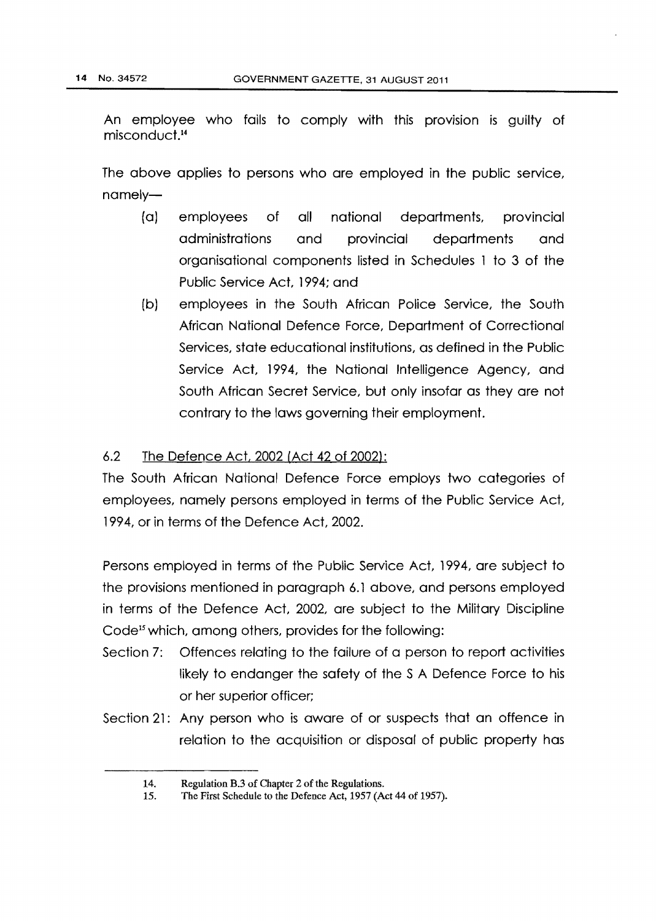An employee who fails to comply with this provision is guilty of misconduct.[14]

The above applies to persons who are employed in the public service, namely—

(a) employees of all national departments, provincial administrations and provincial departments and organisational components listed in Schedules 1 to 3 of the Public Service Act, 1994; and

(b) employees in the South African Police Service, the South African National Defence Force, Department of Correctional Services, state educational institutions, as defined in the Public Service Act, 1994, the National Intelligence Agency, and South African Secret Service, but only insofar as they are not contrary to the laws governing their employment.

6.2 The Defence Act, 2002 (Act 42 of 2002):

The South African National Defence Force employs two categories of employees, namely persons employed in terms of the Public Service Act, 1994, or in terms of the Defence Act, 2002.

Persons employed in terms of the Public Service Act, 1994, are subject to the provisions mentioned in paragraph 6.1 above, and persons employed in terms of the Defence Act, 2002, are subject to the Military Discipline Code[15] which, among others, provides for the following:

Section 7: Offences relating to the failure of a person to report activities likely to endanger the safety of the S A Defence Force to his or her superior officer;

Section 21: Any person who is aware of or suspects that an offence in relation to the acquisition or disposal of public property has

14. Regulation B.3 of Chapter 2 of the Regulations.

15. The First Schedule to the Defence Act, 1957 (Act 44 of 1957).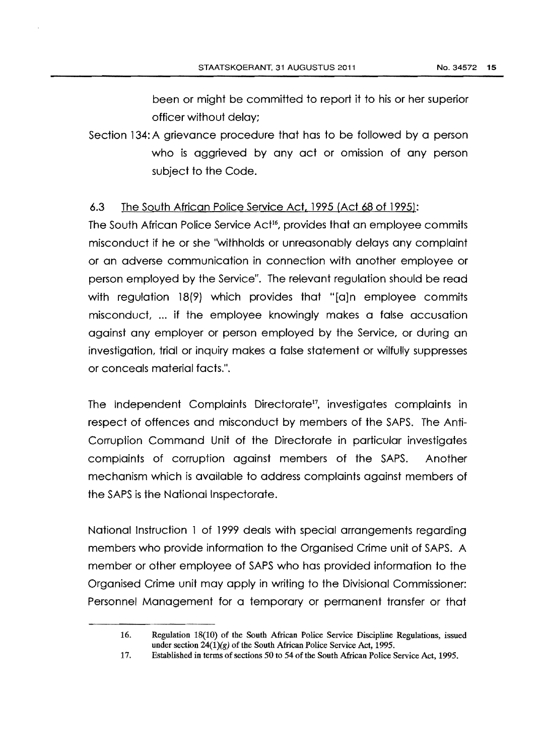been or might be committed to report it to his or her superior officer without delay;

Section 134: A grievance procedure that has to be followed by a person who is aggrieved by any act or omission of any person subject to the Code.

6.3 The South African Police Service Act, 1995 (Act 68 of 1995):

The South African Police Service Act[16], provides that an employee commits misconduct if he or she "withholds or unreasonably delays any complaint or an adverse communication in connection with another employee or person employed by the Service". The relevant regulation should be read with regulation 18(9) which provides that "[a]n employee commits misconduct, ... if the employee knowingly makes a false accusation against any employer or person employed by the Service, or during an investigation, trial or inquiry makes a false statement or wilfully suppresses or conceals material facts.".

The Independent Complaints Directorate[17], investigates complaints in respect of offences and misconduct by members of the SAPS. The Anti-Corruption Command Unit of the Directorate in particular investigates complaints of corruption against members of the SAPS. Another mechanism which is available to address complaints against members of the SAPS is the National Inspectorate.

National Instruction 1 of 1999 deals with special arrangements regarding members who provide information to the Organised Crime unit of SAPS. A member or other employee of SAPS who has provided information to the Organised Crime unit may apply in writing to the Divisional Commissioner: Personnel Management for a temporary or permanent transfer or that

---

16. Regulation 18(10) of the South African Police Service Discipline Regulations, issued under section 24(1)(g) of the South African Police Service Act, 1995.

17. Established in terms of sections 50 to 54 of the South African Police Service Act, 1995.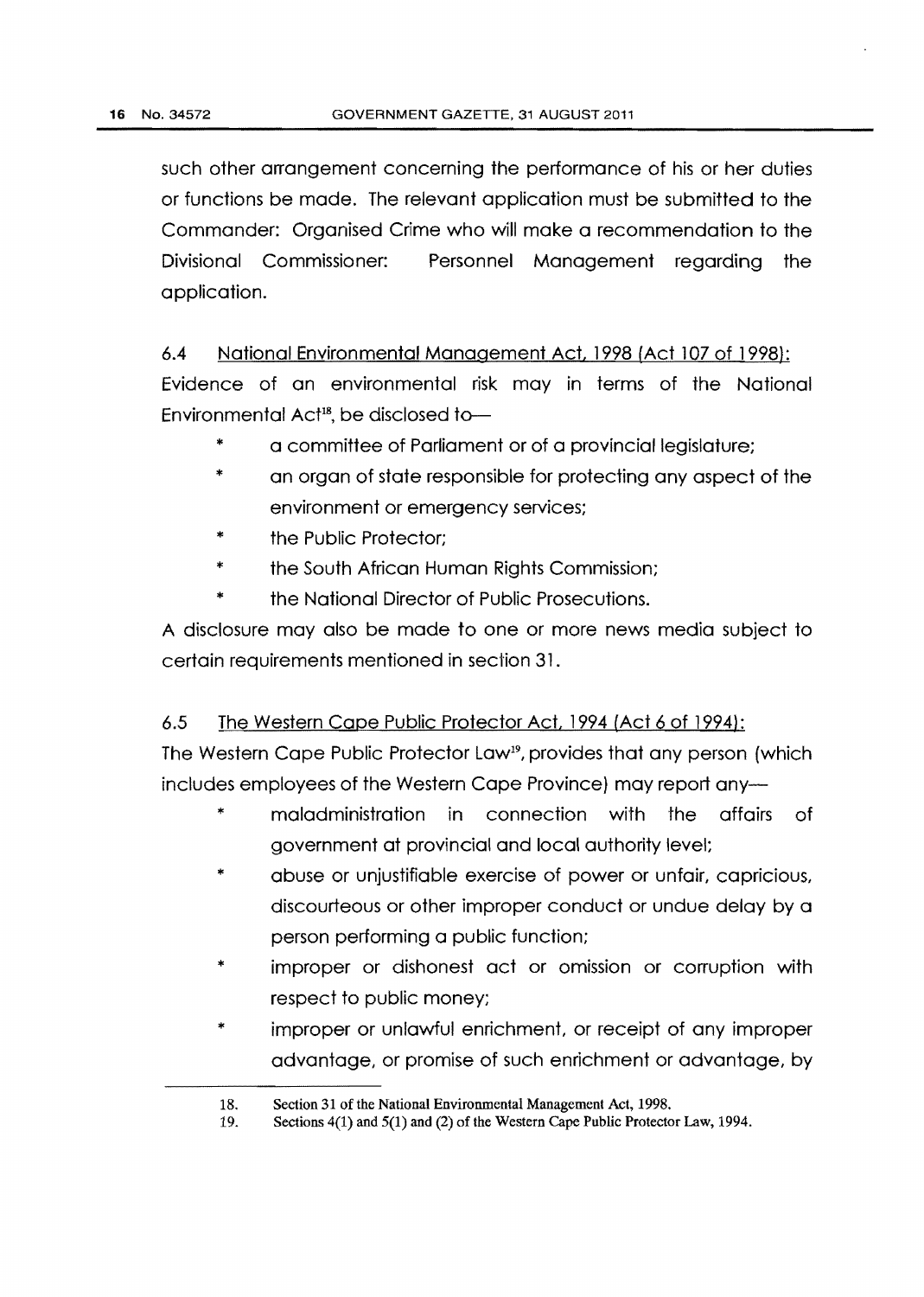such other arrangement concerning the performance of his or her duties or functions be made. The relevant application must be submitted to the Commander: Organised Crime who will make a recommendation to the Divisional Commissioner: Personnel Management regarding the application.

6.4 <u>National Environmental Management Act, 1998 (Act 107 of 1998):</u>

Evidence of an environmental risk may in terms of the National Environmental Act[18], be disclosed to—

- a committee of Parliament or of a provincial legislature;
- an organ of state responsible for protecting any aspect of the environment or emergency services;
- the Public Protector;
- the South African Human Rights Commission;
- the National Director of Public Prosecutions.

A disclosure may also be made to one or more news media subject to certain requirements mentioned in section 31.

6.5 <u>The Western Cape Public Protector Act, 1994 (Act 6 of 1994):</u>

The Western Cape Public Protector Law[19], provides that any person (which includes employees of the Western Cape Province) may report any—

- maladministration in connection with the affairs of government at provincial and local authority level;
- abuse or unjustifiable exercise of power or unfair, capricious, discourteous or other improper conduct or undue delay by a person performing a public function;
- improper or dishonest act or omission or corruption with respect to public money;
- improper or unlawful enrichment, or receipt of any improper advantage, or promise of such enrichment or advantage, by

---

18. Section 31 of the National Environmental Management Act, 1998.
19. Sections 4(1) and 5(1) and (2) of the Western Cape Public Protector Law, 1994.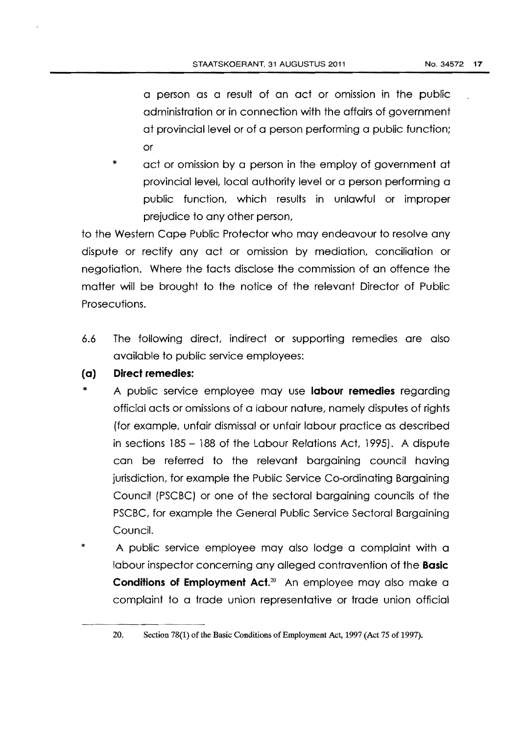a person as a result of an act or omission in the public administration or in connection with the affairs of government at provincial level or of a person performing a public function; or

* act or omission by a person in the employ of government at provincial level, local authority level or a person performing a public function, which results in unlawful or improper prejudice to any other person,

to the Western Cape Public Protector who may endeavour to resolve any dispute or rectify any act or omission by mediation, conciliation or negotiation. Where the facts disclose the commission of an offence the matter will be brought to the notice of the relevant Director of Public Prosecutions.

6.6 The following direct, indirect or supporting remedies are also available to public service employees:

**(a) Direct remedies:**

* A public service employee may use **labour remedies** regarding official acts or omissions of a labour nature, namely disputes of rights (for example, unfair dismissal or unfair labour practice as described in sections 185 – 188 of the Labour Relations Act, 1995). A dispute can be referred to the relevant bargaining council having jurisdiction, for example the Public Service Co-ordinating Bargaining Council (PSCBC) or one of the sectoral bargaining councils of the PSCBC, for example the General Public Service Sectoral Bargaining Council.

* A public service employee may also lodge a complaint with a labour inspector concerning any alleged contravention of the **Basic Conditions of Employment Act.**[20] An employee may also make a complaint to a trade union representative or trade union official

---

20. Section 78(1) of the Basic Conditions of Employment Act, 1997 (Act 75 of 1997).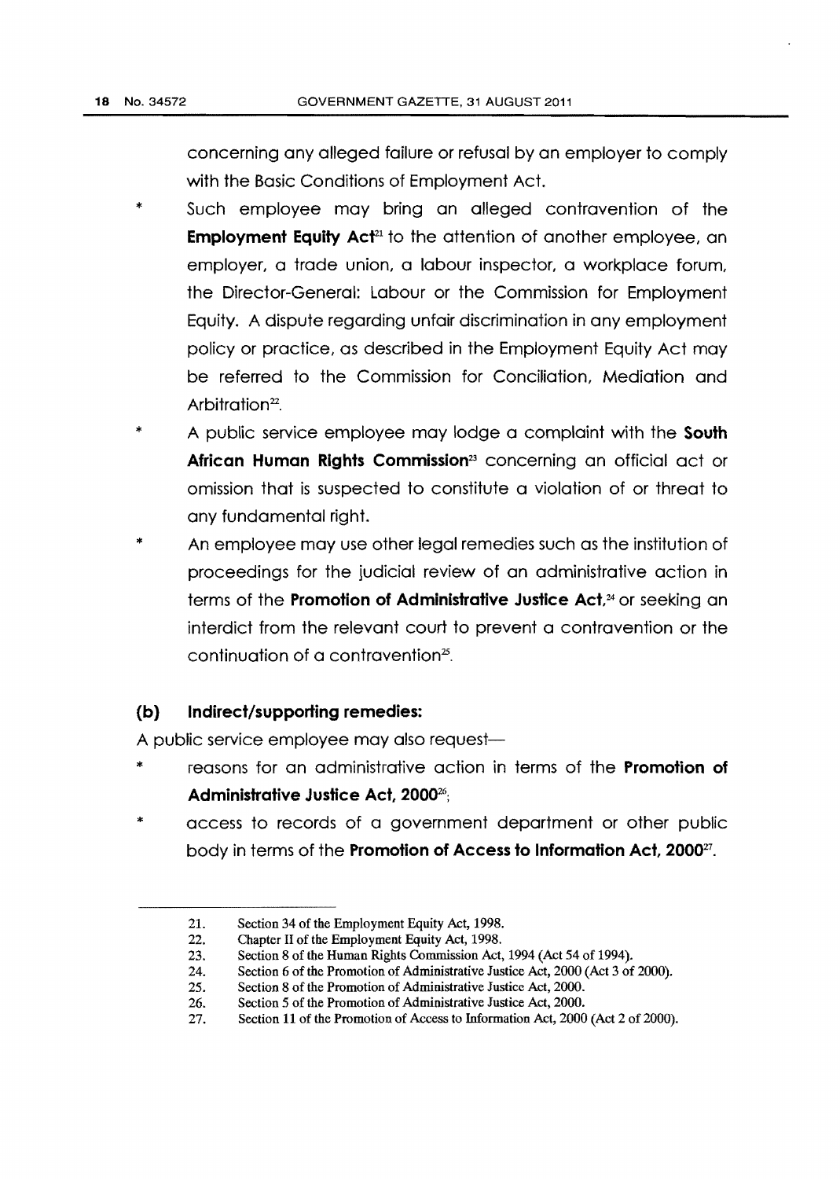concerning any alleged failure or refusal by an employer to comply with the Basic Conditions of Employment Act.

* Such employee may bring an alleged contravention of the **Employment Equity Act**[21] to the attention of another employee, an employer, a trade union, a labour inspector, a workplace forum, the Director-General: Labour or the Commission for Employment Equity. A dispute regarding unfair discrimination in any employment policy or practice, as described in the Employment Equity Act may be referred to the Commission for Conciliation, Mediation and Arbitration[22].
* A public service employee may lodge a complaint with the **South African Human Rights Commission**[23] concerning an official act or omission that is suspected to constitute a violation of or threat to any fundamental right.
* An employee may use other legal remedies such as the institution of proceedings for the judicial review of an administrative action in terms of the **Promotion of Administrative Justice Act**,[24] or seeking an interdict from the relevant court to prevent a contravention or the continuation of a contravention[25].

### (b) Indirect/supporting remedies:

A public service employee may also request—

* reasons for an administrative action in terms of the **Promotion of Administrative Justice Act, 2000**[26];
* access to records of a government department or other public body in terms of the **Promotion of Access to Information Act, 2000**[27].

---

21. Section 34 of the Employment Equity Act, 1998.
22. Chapter II of the Employment Equity Act, 1998.
23. Section 8 of the Human Rights Commission Act, 1994 (Act 54 of 1994).
24. Section 6 of the Promotion of Administrative Justice Act, 2000 (Act 3 of 2000).
25. Section 8 of the Promotion of Administrative Justice Act, 2000.
26. Section 5 of the Promotion of Administrative Justice Act, 2000.
27. Section 11 of the Promotion of Access to Information Act, 2000 (Act 2 of 2000).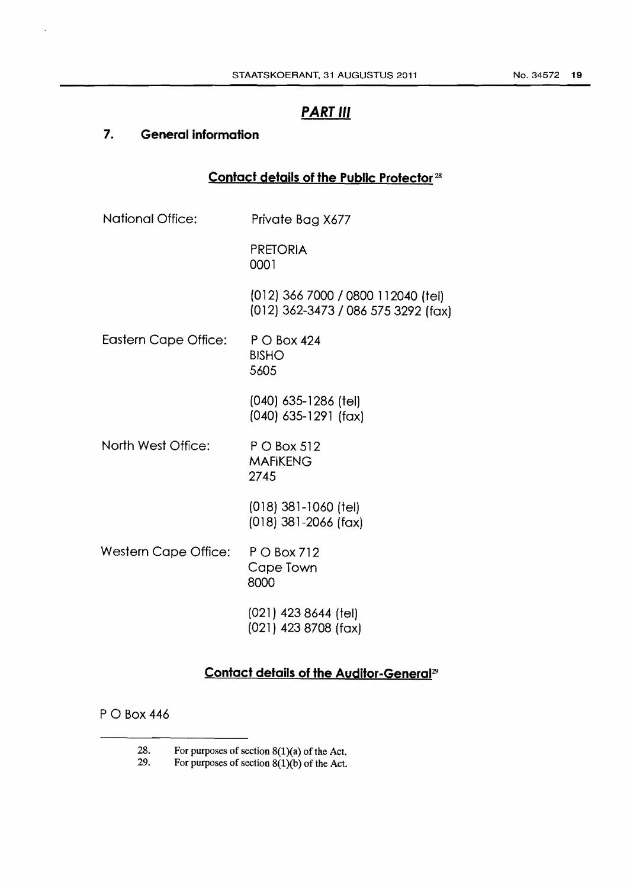## *PART III*

### 7. General information

#### Contact details of the Public Protector[28]

National Office: Private Bag X677

PRETORIA
0001

(012) 366 7000 / 0800 112040 (tel)
(012) 362-3473 / 086 575 3292 (fax)

Eastern Cape Office: P O Box 424
BISHO
5605

(040) 635-1286 (tel)
(040) 635-1291 (fax)

North West Office: P O Box 512
MAFIKENG
2745

(018) 381-1060 (tel)
(018) 381-2066 (fax)

Western Cape Office: P O Box 712
Cape Town
8000

(021) 423 8644 (tel)
(021) 423 8708 (fax)

#### Contact details of the Auditor-General[29]

P O Box 446

---

28. For purposes of section 8(1)(a) of the Act.
29. For purposes of section 8(1)(b) of the Act.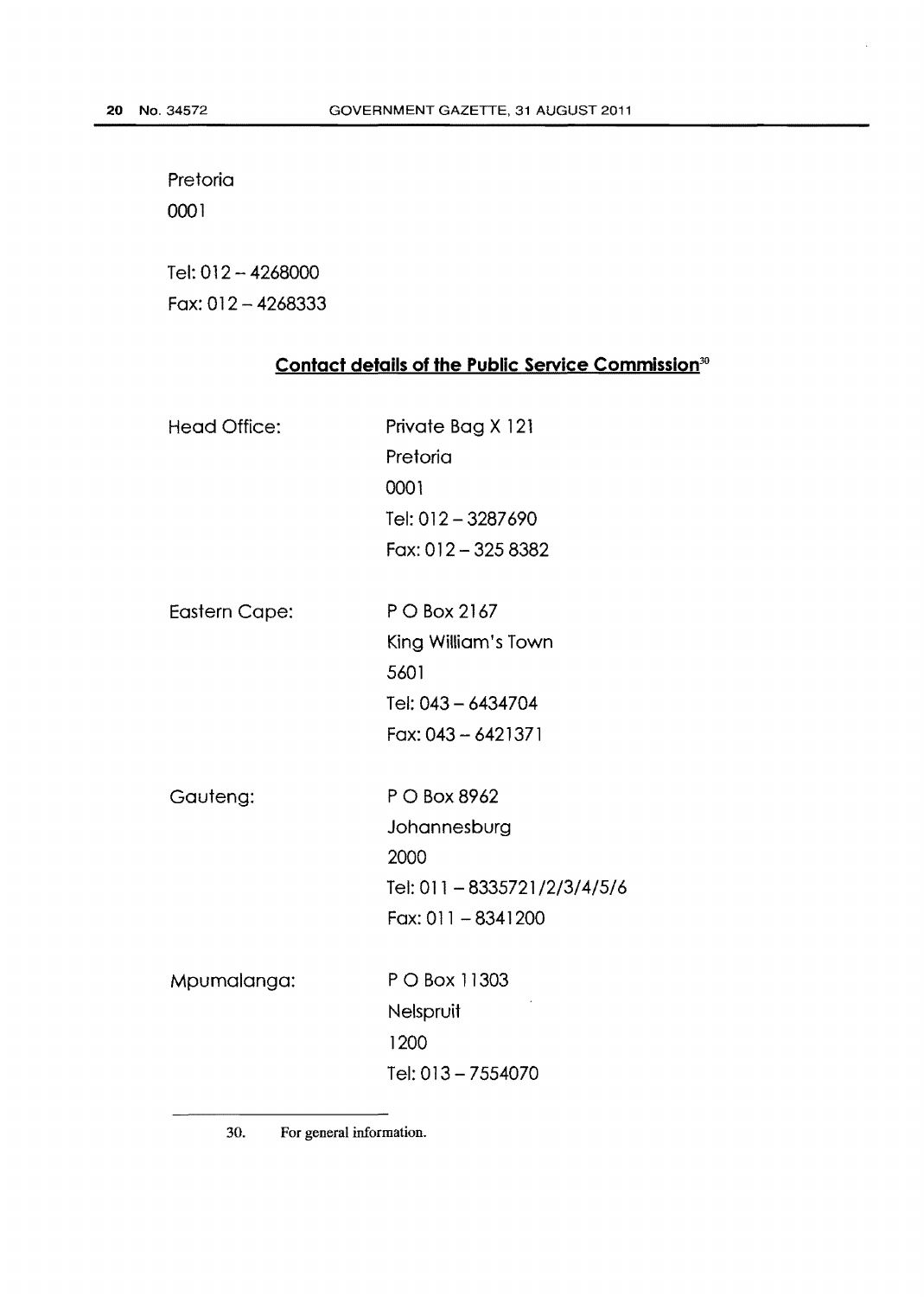Pretoria
0001

Tel: 012 – 4268000
Fax: 012 – 4268333

## Contact details of the Public Service Commission[30]

| | |
|---|---|
| Head Office: | Private Bag X 121<br>Pretoria<br>0001<br>Tel: 012 – 3287690<br>Fax: 012 – 325 8382 |
| Eastern Cape: | P O Box 2167<br>King William's Town<br>5601<br>Tel: 043 – 6434704<br>Fax: 043 – 6421371 |
| Gauteng: | P O Box 8962<br>Johannesburg<br>2000<br>Tel: 011 – 8335721/2/3/4/5/6<br>Fax: 011 – 8341200 |
| Mpumalanga: | P O Box 11303<br>Nelspruit<br>1200<br>Tel: 013 – 7554070 |

30. For general information.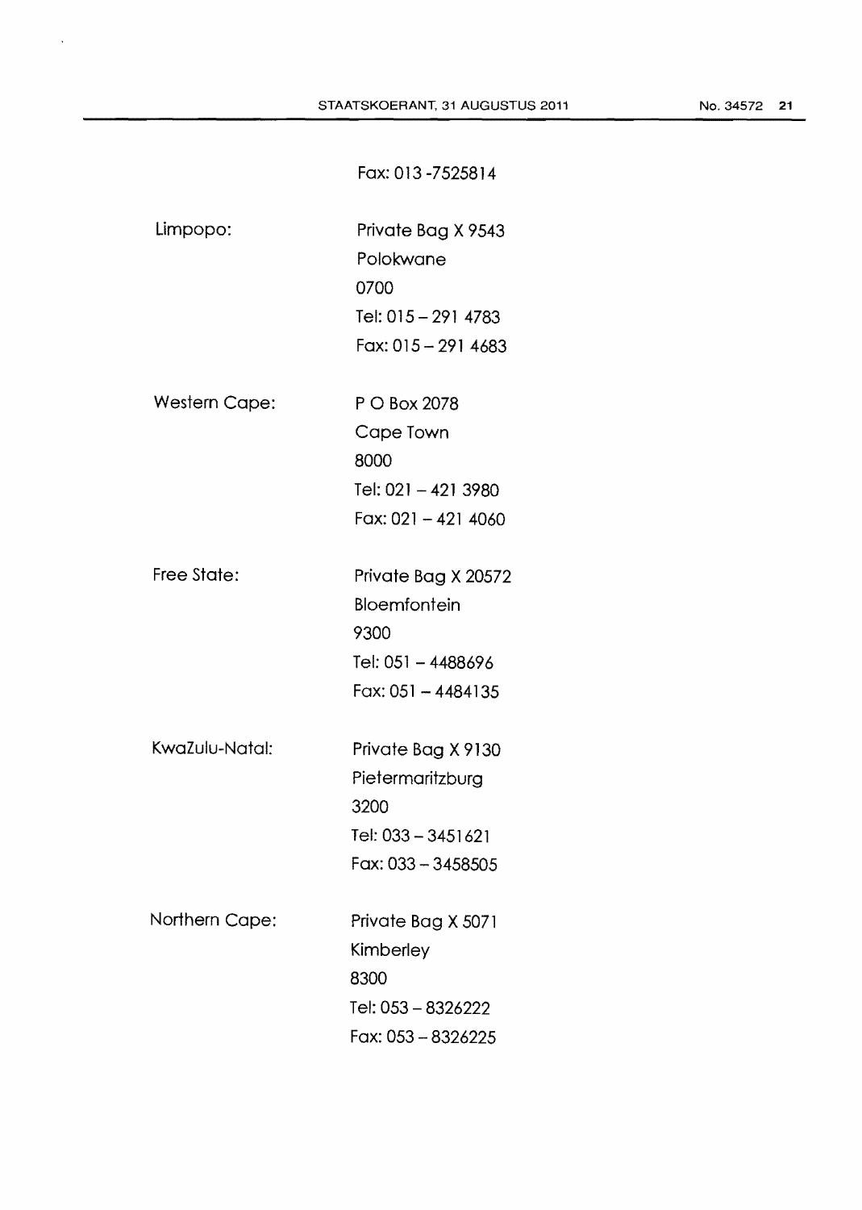Fax: 013 -7525814

Limpopo: Private Bag X 9543
Polokwane
0700
Tel: 015 – 291 4783
Fax: 015 – 291 4683

Western Cape: P O Box 2078
Cape Town
8000
Tel: 021 – 421 3980
Fax: 021 – 421 4060

Free State: Private Bag X 20572
Bloemfontein
9300
Tel: 051 – 4488696
Fax: 051 – 4484135

KwaZulu-Natal: Private Bag X 9130
Pietermaritzburg
3200
Tel: 033 – 3451621
Fax: 033 – 3458505

Northern Cape: Private Bag X 5071
Kimberley
8300
Tel: 053 – 8326222
Fax: 053 – 8326225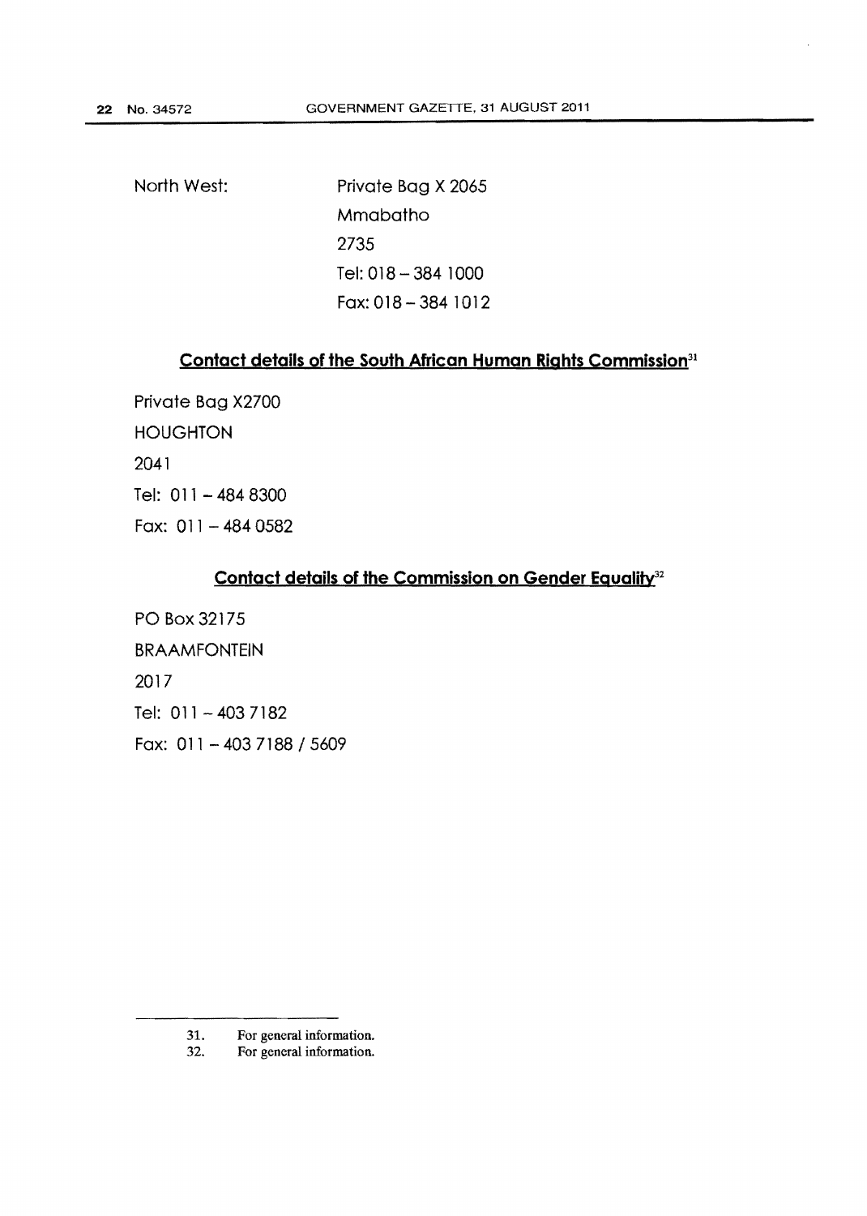North West:

Private Bag X 2065
Mmabatho
2735
Tel: 018 – 384 1000
Fax: 018 – 384 1012

## Contact details of the South African Human Rights Commission[31]

Private Bag X2700
HOUGHTON
2041
Tel: 011 – 484 8300
Fax: 011 – 484 0582

## Contact details of the Commission on Gender Equality[32]

PO Box 32175
BRAAMFONTEIN
2017
Tel: 011 – 403 7182
Fax: 011 – 403 7188 / 5609

---

31. For general information.
32. For general information.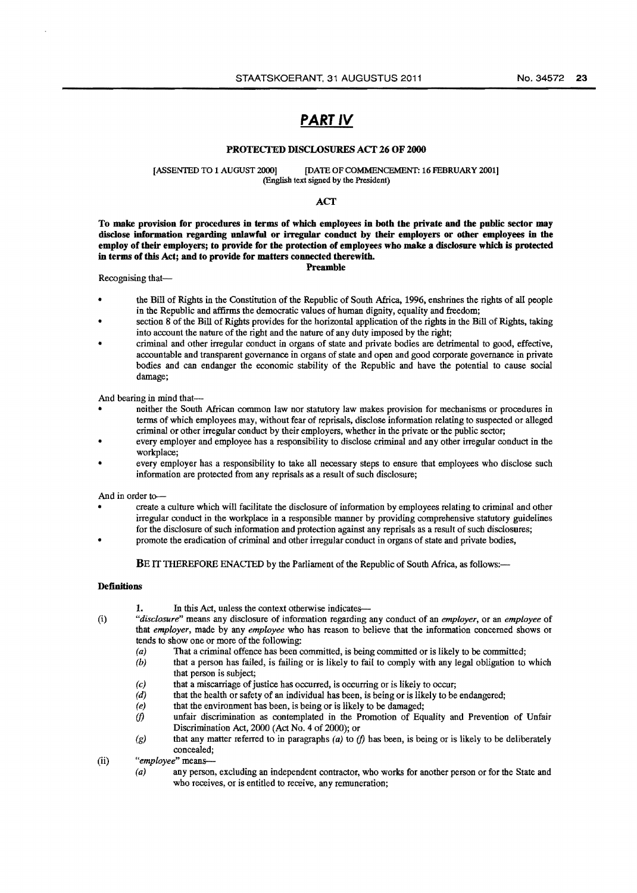# PART IV

## PROTECTED DISCLOSURES ACT 26 OF 2000

[ASSENTED TO 1 AUGUST 2000] [DATE OF COMMENCEMENT: 16 FEBRUARY 2001]
(English text signed by the President)

### ACT

**To make provision for procedures in terms of which employees in both the private and the public sector may disclose information regarding unlawful or irregular conduct by their employers or other employees in the employ of their employers; to provide for the protection of employees who make a disclosure which is protected in terms of this Act; and to provide for matters connected therewith.**

**Preamble**

Recognising that—

- the Bill of Rights in the Constitution of the Republic of South Africa, 1996, enshrines the rights of all people in the Republic and affirms the democratic values of human dignity, equality and freedom;
- section 8 of the Bill of Rights provides for the horizontal application of the rights in the Bill of Rights, taking into account the nature of the right and the nature of any duty imposed by the right;
- criminal and other irregular conduct in organs of state and private bodies are detrimental to good, effective, accountable and transparent governance in organs of state and open and good corporate governance in private bodies and can endanger the economic stability of the Republic and have the potential to cause social damage;

And bearing in mind that—

- neither the South African common law nor statutory law makes provision for mechanisms or procedures in terms of which employees may, without fear of reprisals, disclose information relating to suspected or alleged criminal or other irregular conduct by their employers, whether in the private or the public sector;
- every employer and employee has a responsibility to disclose criminal and any other irregular conduct in the workplace;
- every employer has a responsibility to take all necessary steps to ensure that employees who disclose such information are protected from any reprisals as a result of such disclosure;

And in order to—

- create a culture which will facilitate the disclosure of information by employees relating to criminal and other irregular conduct in the workplace in a responsible manner by providing comprehensive statutory guidelines for the disclosure of such information and protection against any reprisals as a result of such disclosures;
- promote the eradication of criminal and other irregular conduct in organs of state and private bodies,

BE IT THEREFORE ENACTED by the Parliament of the Republic of South Africa, as follows:—

**Definitions**

1. In this Act, unless the context otherwise indicates—

(i) *"disclosure"* means any disclosure of information regarding any conduct of an *employer*, or an *employee* of that *employer*, made by any *employee* who has reason to believe that the information concerned shows or tends to show one or more of the following:

  *(a)* That a criminal offence has been committed, is being committed or is likely to be committed;
  
  *(b)* that a person has failed, is failing or is likely to fail to comply with any legal obligation to which that person is subject;
  
  *(c)* that a miscarriage of justice has occurred, is occurring or is likely to occur;
  
  *(d)* that the health or safety of an individual has been, is being or is likely to be endangered;
  
  *(e)* that the environment has been, is being or is likely to be damaged;
  
  *(f)* unfair discrimination as contemplated in the Promotion of Equality and Prevention of Unfair Discrimination Act, 2000 (Act No. 4 of 2000); or
  
  *(g)* that any matter referred to in paragraphs *(a)* to *(f)* has been, is being or is likely to be deliberately concealed;

(ii) *"employee"* means—

  *(a)* any person, excluding an independent contractor, who works for another person or for the State and who receives, or is entitled to receive, any remuneration;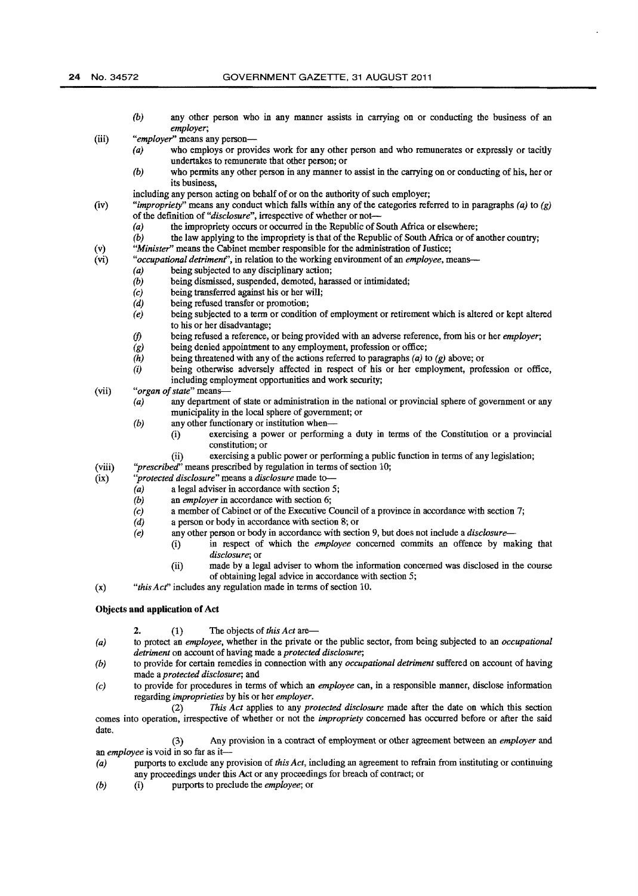(b) any other person who in any manner assists in carrying on or conducting the business of an *employer*;

(iii) "*employer*" means any person—

(a) who employs or provides work for any other person and who remunerates or expressly or tacitly undertakes to remunerate that other person; or

(b) who permits any other person in any manner to assist in the carrying on or conducting of his, her or its business,

including any person acting on behalf of or on the authority of such employer;

(iv) "*impropriety*" means any conduct which falls within any of the categories referred to in paragraphs *(a)* to *(g)* of the definition of "*disclosure*", irrespective of whether or not—

(a) the impropriety occurs or occurred in the Republic of South Africa or elsewhere;

(b) the law applying to the impropriety is that of the Republic of South Africa or of another country;

(v) "*Minister*" means the Cabinet member responsible for the administration of Justice;

(vi) "*occupational detriment*", in relation to the working environment of an *employee*, means—

(a) being subjected to any disciplinary action;

(b) being dismissed, suspended, demoted, harassed or intimidated;

(c) being transferred against his or her will;

(d) being refused transfer or promotion;

(e) being subjected to a term or condition of employment or retirement which is altered or kept altered to his or her disadvantage;

(f) being refused a reference, or being provided with an adverse reference, from his or her *employer*;

(g) being denied appointment to any employment, profession or office;

(h) being threatened with any of the actions referred to paragraphs *(a)* to *(g)* above; or

(i) being otherwise adversely affected in respect of his or her employment, profession or office, including employment opportunities and work security;

(vii) "*organ of state*" means—

(a) any department of state or administration in the national or provincial sphere of government or any municipality in the local sphere of government; or

(b) any other functionary or institution when—

(i) exercising a power or performing a duty in terms of the Constitution or a provincial constitution; or

(ii) exercising a public power or performing a public function in terms of any legislation;

(viii) "*prescribed*" means prescribed by regulation in terms of section 10;

(ix) "*protected disclosure*" means a *disclosure* made to—

(a) a legal adviser in accordance with section 5;

(b) an *employer* in accordance with section 6;

(c) a member of Cabinet or of the Executive Council of a province in accordance with section 7;

(d) a person or body in accordance with section 8; or

(e) any other person or body in accordance with section 9, but does not include a *disclosure*—

(i) in respect of which the *employee* concerned commits an offence by making that *disclosure*; or

(ii) made by a legal adviser to whom the information concerned was disclosed in the course of obtaining legal advice in accordance with section 5;

(x) "*this Act*" includes any regulation made in terms of section 10.

**Objects and application of Act**

**2.** (1) The objects of *this Act* are—

(a) to protect an *employee*, whether in the private or the public sector, from being subjected to an *occupational detriment* on account of having made a *protected disclosure*;

(b) to provide for certain remedies in connection with any *occupational detriment* suffered on account of having made a *protected disclosure*; and

(c) to provide for procedures in terms of which an *employee* can, in a responsible manner, disclose information regarding *improprieties* by his or her *employer*.

(2) *This Act* applies to any *protected disclosure* made after the date on which this section comes into operation, irrespective of whether or not the *impropriety* concerned has occurred before or after the said date.

(3) Any provision in a contract of employment or other agreement between an *employer* and an *employee* is void in so far as it—

(a) purports to exclude any provision of *this Act*, including an agreement to refrain from instituting or continuing any proceedings under this Act or any proceedings for breach of contract; or

(b) (i) purports to preclude the *employee*; or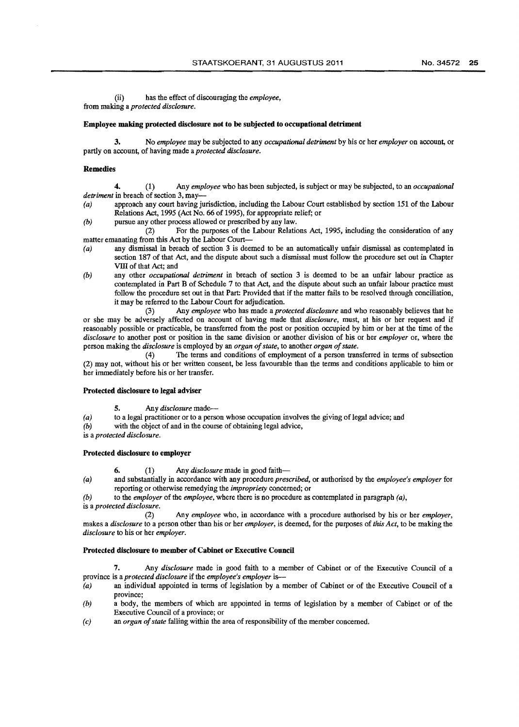(ii) has the effect of discouraging the *employee*,

from making a *protected disclosure*.

**Employee making protected disclosure not to be subjected to occupational detriment**

**3.** No *employee* may be subjected to any *occupational detriment* by his or her *employer* on account, or partly on account, of having made a *protected disclosure*.

**Remedies**

**4.** (1) Any *employee* who has been subjected, is subject or may be subjected, to an *occupational detriment* in breach of section 3, may—

*(a)* approach any court having jurisdiction, including the Labour Court established by section 151 of the Labour Relations Act, 1995 (Act No. 66 of 1995), for appropriate relief; or

*(b)* pursue any other process allowed or prescribed by any law.

(2) For the purposes of the Labour Relations Act, 1995, including the consideration of any matter emanating from this Act by the Labour Court—

*(a)* any dismissal in breach of section 3 is deemed to be an automatically unfair dismissal as contemplated in section 187 of that Act, and the dispute about such a dismissal must follow the procedure set out in Chapter VIII of that Act; and

*(b)* any other *occupational detriment* in breach of section 3 is deemed to be an unfair labour practice as contemplated in Part B of Schedule 7 to that Act, and the dispute about such an unfair labour practice must follow the procedure set out in that Part: Provided that if the matter fails to be resolved through conciliation, it may be referred to the Labour Court for adjudication.

(3) Any *employee* who has made a *protected disclosure* and who reasonably believes that he or she may be adversely affected on account of having made that *disclosure*, must, at his or her request and if reasonably possible or practicable, be transferred from the post or position occupied by him or her at the time of the *disclosure* to another post or position in the same division or another division of his or her *employer* or, where the person making the *disclosure* is employed by an *organ of state*, to another *organ of state*.

(4) The terms and conditions of employment of a person transferred in terms of subsection (2) may not, without his or her written consent, be less favourable than the terms and conditions applicable to him or her immediately before his or her transfer.

**Protected disclosure to legal adviser**

**5.** Any *disclosure* made—

*(a)* to a legal practitioner or to a person whose occupation involves the giving of legal advice; and

*(b)* with the object of and in the course of obtaining legal advice,

is a *protected disclosure*.

**Protected disclosure to employer**

**6.** (1) Any *disclosure* made in good faith—

*(a)* and substantially in accordance with any procedure *prescribed*, or authorised by the *employee's employer* for reporting or otherwise remedying the *impropriety* concerned; or

*(b)* to the *employer* of the *employee*, where there is no procedure as contemplated in paragraph *(a)*,

is a *protected disclosure*.

(2) Any *employee* who, in accordance with a procedure authorised by his or her *employer*, makes a *disclosure* to a person other than his or her *employer*, is deemed, for the purposes of *this Act*, to be making the *disclosure* to his or her *employer*.

**Protected disclosure to member of Cabinet or Executive Council**

**7.** Any *disclosure* made in good faith to a member of Cabinet or of the Executive Council of a province is a *protected disclosure* if the *employee's employer* is—

*(a)* an individual appointed in terms of legislation by a member of Cabinet or of the Executive Council of a province;

*(b)* a body, the members of which are appointed in terms of legislation by a member of Cabinet or of the Executive Council of a province; or

*(c)* an *organ of state* falling within the area of responsibility of the member concerned.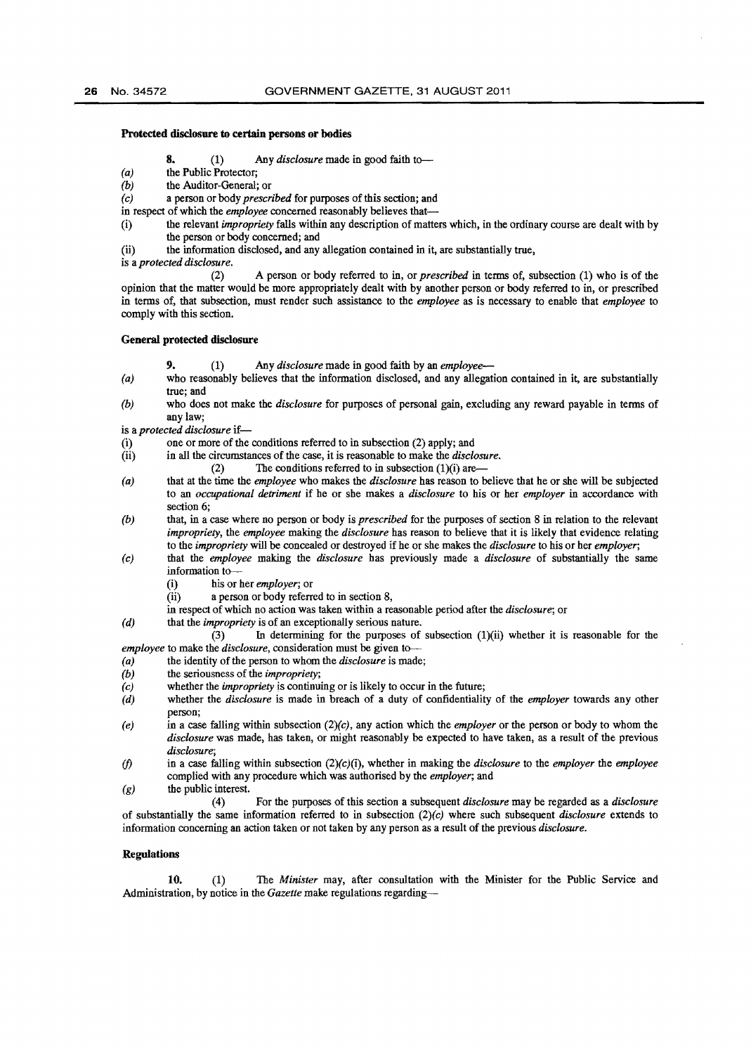**Protected disclosure to certain persons or bodies**

**8.** (1) Any *disclosure* made in good faith to—

*(a)* the Public Protector;

*(b)* the Auditor-General; or

*(c)* a person or body *prescribed* for purposes of this section; and

in respect of which the *employee* concerned reasonably believes that—

(i) the relevant *impropriety* falls within any description of matters which, in the ordinary course are dealt with by the person or body concerned; and

(ii) the information disclosed, and any allegation contained in it, are substantially true,

is a *protected disclosure*.

(2) A person or body referred to in, or *prescribed* in terms of, subsection (1) who is of the opinion that the matter would be more appropriately dealt with by another person or body referred to in, or prescribed in terms of, that subsection, must render such assistance to the *employee* as is necessary to enable that *employee* to comply with this section.

**General protected disclosure**

**9.** (1) Any *disclosure* made in good faith by an *employee*—

*(a)* who reasonably believes that the information disclosed, and any allegation contained in it, are substantially true; and

*(b)* who does not make the *disclosure* for purposes of personal gain, excluding any reward payable in terms of any law;

is a *protected disclosure* if—

(i) one or more of the conditions referred to in subsection (2) apply; and

(ii) in all the circumstances of the case, it is reasonable to make the *disclosure*.

(2) The conditions referred to in subsection (1)(i) are—

*(a)* that at the time the *employee* who makes the *disclosure* has reason to believe that he or she will be subjected to an *occupational detriment* if he or she makes a *disclosure* to his or her *employer* in accordance with section 6;

*(b)* that, in a case where no person or body is *prescribed* for the purposes of section 8 in relation to the relevant *impropriety*, the *employee* making the *disclosure* has reason to believe that it is likely that evidence relating to the *impropriety* will be concealed or destroyed if he or she makes the *disclosure* to his or her *employer*;

*(c)* that the *employee* making the *disclosure* has previously made a *disclosure* of substantially the same information to—

  (i) his or her *employer*; or

  (ii) a person or body referred to in section 8,

  in respect of which no action was taken within a reasonable period after the *disclosure*; or

*(d)* that the *impropriety* is of an exceptionally serious nature.

(3) In determining for the purposes of subsection (1)(ii) whether it is reasonable for the *employee* to make the *disclosure*, consideration must be given to—

*(a)* the identity of the person to whom the *disclosure* is made;

*(b)* the seriousness of the *impropriety*;

*(c)* whether the *impropriety* is continuing or is likely to occur in the future;

*(d)* whether the *disclosure* is made in breach of a duty of confidentiality of the *employer* towards any other person;

*(e)* in a case falling within subsection (2)*(c)*, any action which the *employer* or the person or body to whom the *disclosure* was made, has taken, or might reasonably be expected to have taken, as a result of the previous *disclosure*;

*(f)* in a case falling within subsection (2)*(c)*(i), whether in making the *disclosure* to the *employer* the *employee* complied with any procedure which was authorised by the *employer*; and

*(g)* the public interest.

(4) For the purposes of this section a subsequent *disclosure* may be regarded as a *disclosure* of substantially the same information referred to in subsection (2)*(c)* where such subsequent *disclosure* extends to information concerning an action taken or not taken by any person as a result of the previous *disclosure*.

**Regulations**

**10.** (1) The *Minister* may, after consultation with the Minister for the Public Service and Administration, by notice in the *Gazette* make regulations regarding—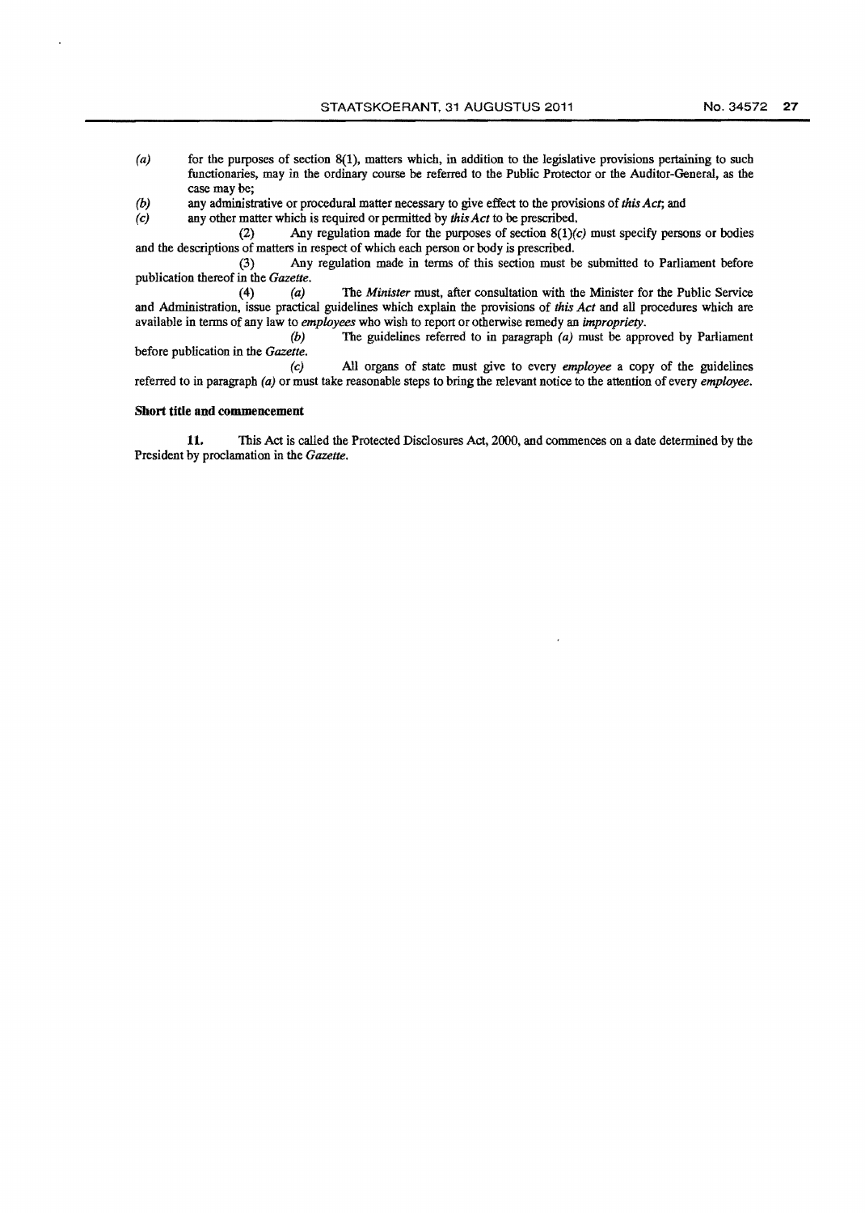*(a)* for the purposes of section 8(1), matters which, in addition to the legislative provisions pertaining to such functionaries, may in the ordinary course be referred to the Public Protector or the Auditor-General, as the case may be;

*(b)* any administrative or procedural matter necessary to give effect to the provisions of *this Act*; and

*(c)* any other matter which is required or permitted by *this Act* to be prescribed.

(2) Any regulation made for the purposes of section 8(1)*(c)* must specify persons or bodies and the descriptions of matters in respect of which each person or body is prescribed.

(3) Any regulation made in terms of this section must be submitted to Parliament before publication thereof in the *Gazette*.

(4) *(a)* The *Minister* must, after consultation with the Minister for the Public Service and Administration, issue practical guidelines which explain the provisions of *this Act* and all procedures which are available in terms of any law to *employees* who wish to report or otherwise remedy an *impropriety*.

*(b)* The guidelines referred to in paragraph *(a)* must be approved by Parliament before publication in the *Gazette*.

*(c)* All organs of state must give to every *employee* a copy of the guidelines referred to in paragraph *(a)* or must take reasonable steps to bring the relevant notice to the attention of every *employee*.

**Short title and commencement**

**11.** This Act is called the Protected Disclosures Act, 2000, and commences on a date determined by the President by proclamation in the *Gazette*.